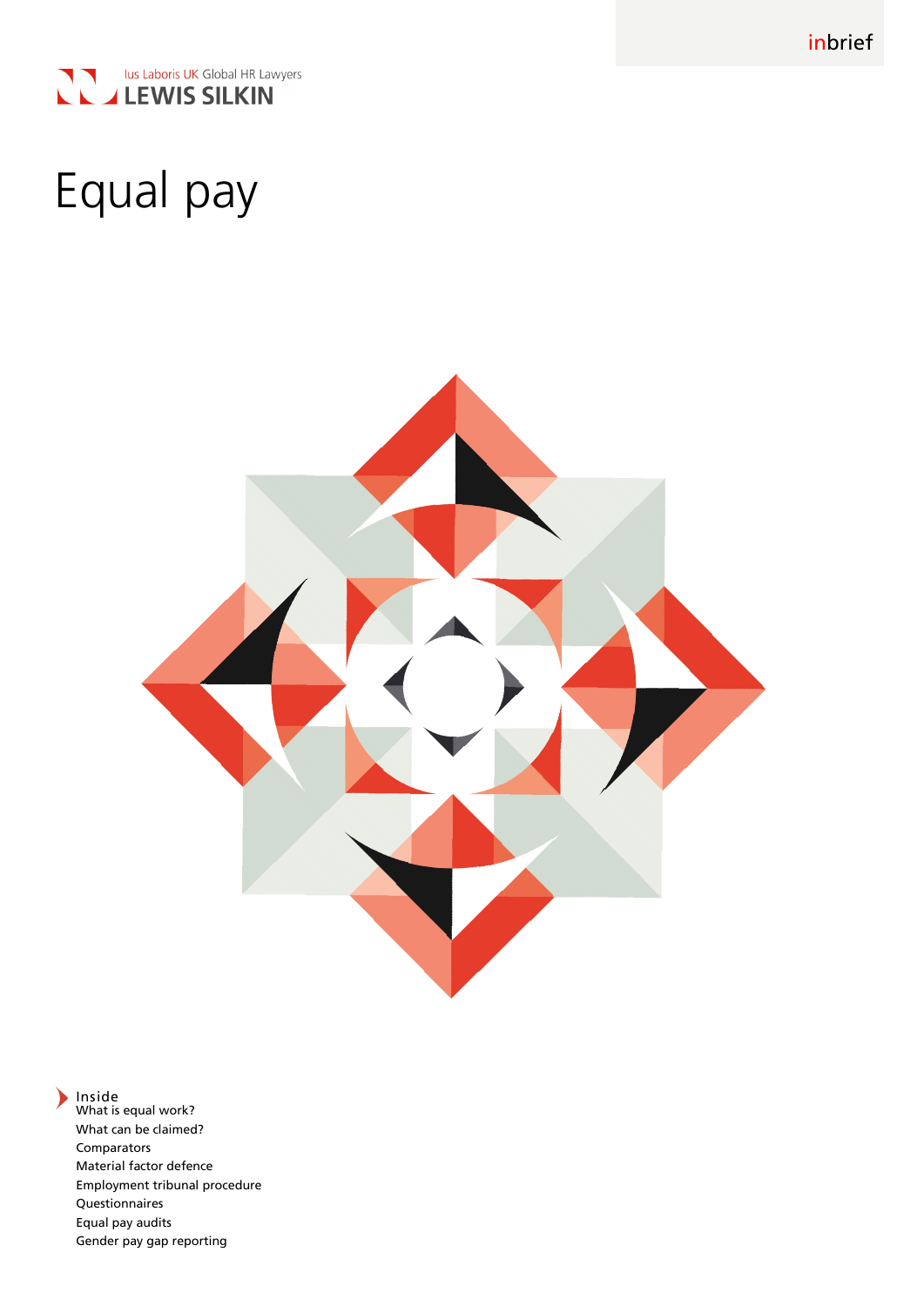inbrief

Ius Laboris UK Global HR Lawyers
LEWIS SILKIN

# Equal pay

**Inside**

- What is equal work?
- What can be claimed?
- Comparators
- Material factor defence
- Employment tribunal procedure
- Questionnaires
- Equal pay audits
- Gender pay gap reporting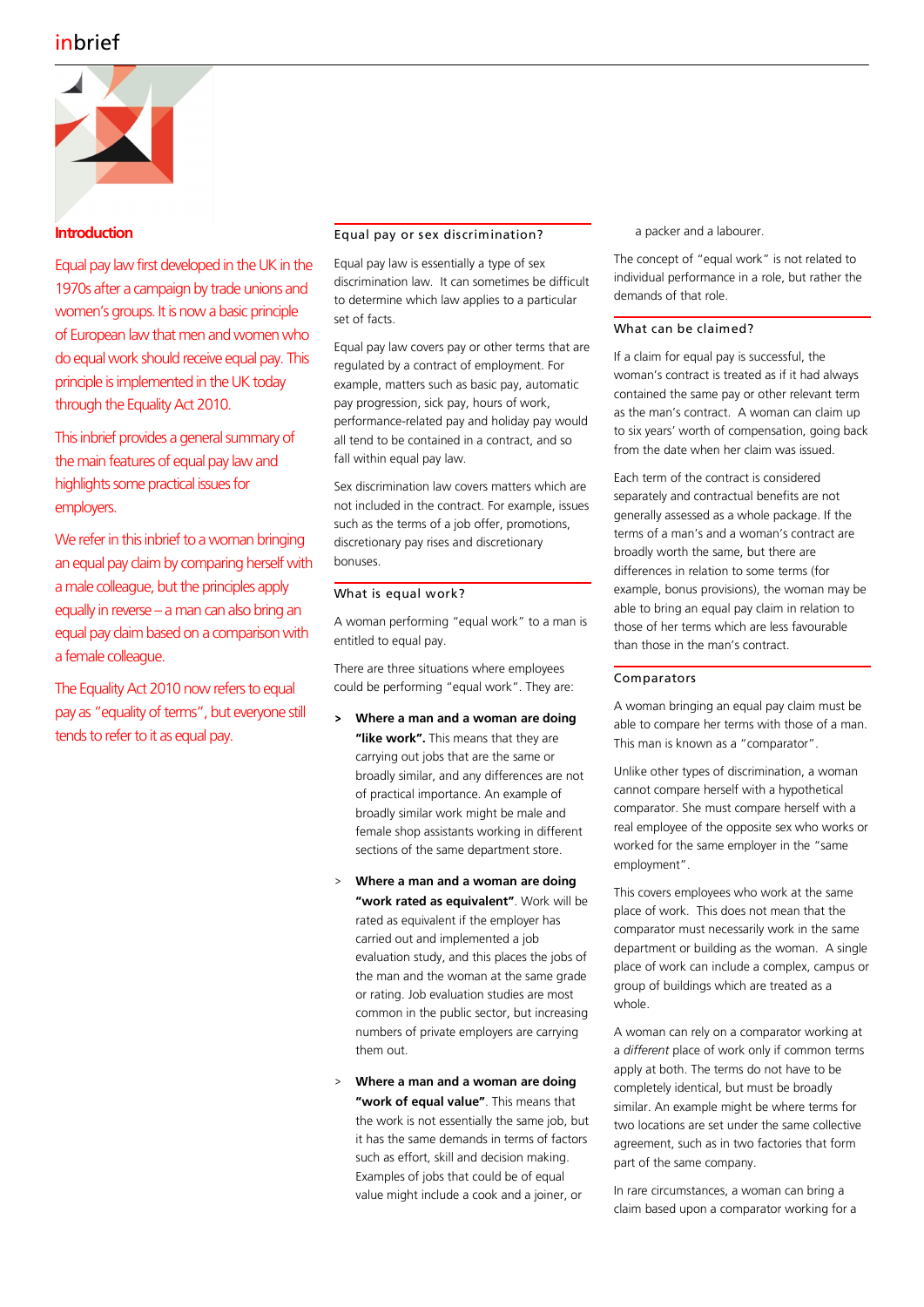## Introduction

Equal pay law first developed in the UK in the 1970s after a campaign by trade unions and women's groups. It is now a basic principle of European law that men and women who do equal work should receive equal pay. This principle is implemented in the UK today through the Equality Act 2010.

This inbrief provides a general summary of the main features of equal pay law and highlights some practical issues for employers.

We refer in this inbrief to a woman bringing an equal pay claim by comparing herself with a male colleague, but the principles apply equally in reverse – a man can also bring an equal pay claim based on a comparison with a female colleague.

The Equality Act 2010 now refers to equal pay as "equality of terms", but everyone still tends to refer to it as equal pay.

## Equal pay or sex discrimination?

Equal pay law is essentially a type of sex discrimination law. It can sometimes be difficult to determine which law applies to a particular set of facts.

Equal pay law covers pay or other terms that are regulated by a contract of employment. For example, matters such as basic pay, automatic pay progression, sick pay, hours of work, performance-related pay and holiday pay would all tend to be contained in a contract, and so fall within equal pay law.

Sex discrimination law covers matters which are not included in the contract. For example, issues such as the terms of a job offer, promotions, discretionary pay rises and discretionary bonuses.

## What is equal work?

A woman performing "equal work" to a man is entitled to equal pay.

There are three situations where employees could be performing "equal work". They are:

> **Where a man and a woman are doing "like work".** This means that they are carrying out jobs that are the same or broadly similar, and any differences are not of practical importance. An example of broadly similar work might be male and female shop assistants working in different sections of the same department store.

> **Where a man and a woman are doing "work rated as equivalent"**. Work will be rated as equivalent if the employer has carried out and implemented a job evaluation study, and this places the jobs of the man and the woman at the same grade or rating. Job evaluation studies are most common in the public sector, but increasing numbers of private employers are carrying them out.

> **Where a man and a woman are doing "work of equal value"**. This means that the work is not essentially the same job, but it has the same demands in terms of factors such as effort, skill and decision making. Examples of jobs that could be of equal value might include a cook and a joiner, or a packer and a labourer.

The concept of "equal work" is not related to individual performance in a role, but rather the demands of that role.

## What can be claimed?

If a claim for equal pay is successful, the woman's contract is treated as if it had always contained the same pay or other relevant term as the man's contract. A woman can claim up to six years' worth of compensation, going back from the date when her claim was issued.

Each term of the contract is considered separately and contractual benefits are not generally assessed as a whole package. If the terms of a man's and a woman's contract are broadly worth the same, but there are differences in relation to some terms (for example, bonus provisions), the woman may be able to bring an equal pay claim in relation to those of her terms which are less favourable than those in the man's contract.

## Comparators

A woman bringing an equal pay claim must be able to compare her terms with those of a man. This man is known as a "comparator".

Unlike other types of discrimination, a woman cannot compare herself with a hypothetical comparator. She must compare herself with a real employee of the opposite sex who works or worked for the same employer in the "same employment".

This covers employees who work at the same place of work. This does not mean that the comparator must necessarily work in the same department or building as the woman. A single place of work can include a complex, campus or group of buildings which are treated as a whole.

A woman can rely on a comparator working at a *different* place of work only if common terms apply at both. The terms do not have to be completely identical, but must be broadly similar. An example might be where terms for two locations are set under the same collective agreement, such as in two factories that form part of the same company.

In rare circumstances, a woman can bring a claim based upon a comparator working for a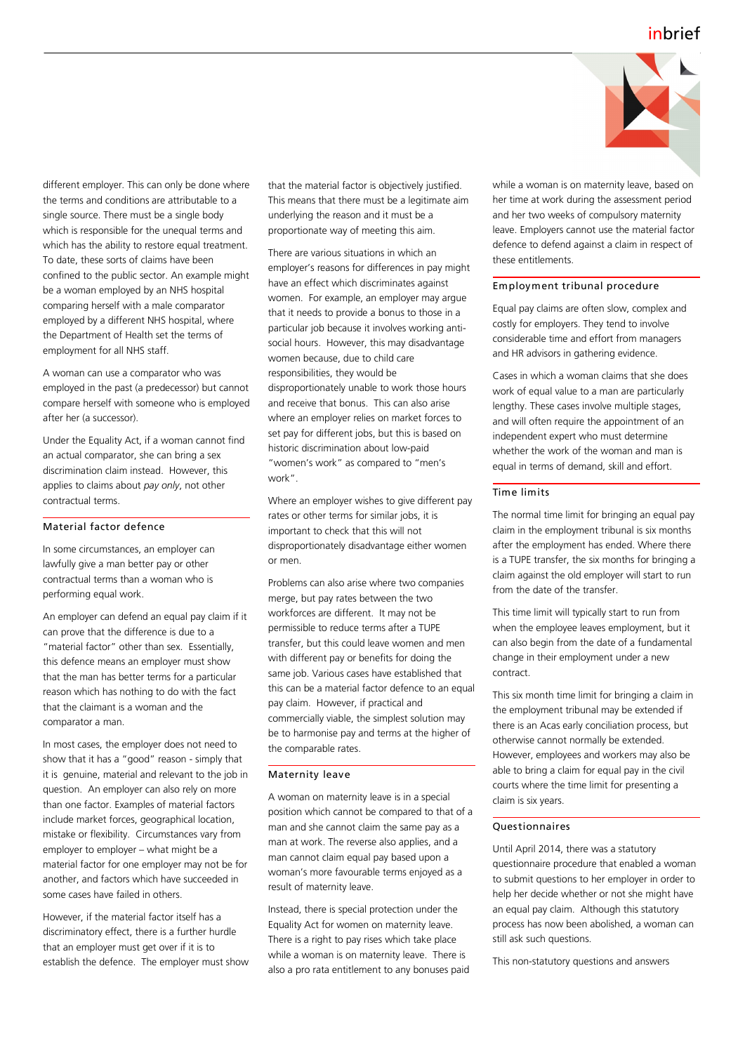different employer. This can only be done where the terms and conditions are attributable to a single source. There must be a single body which is responsible for the unequal terms and which has the ability to restore equal treatment. To date, these sorts of claims have been confined to the public sector. An example might be a woman employed by an NHS hospital comparing herself with a male comparator employed by a different NHS hospital, where the Department of Health set the terms of employment for all NHS staff.

A woman can use a comparator who was employed in the past (a predecessor) but cannot compare herself with someone who is employed after her (a successor).

Under the Equality Act, if a woman cannot find an actual comparator, she can bring a sex discrimination claim instead. However, this applies to claims about *pay only*, not other contractual terms.

## Material factor defence

In some circumstances, an employer can lawfully give a man better pay or other contractual terms than a woman who is performing equal work.

An employer can defend an equal pay claim if it can prove that the difference is due to a "material factor" other than sex. Essentially, this defence means an employer must show that the man has better terms for a particular reason which has nothing to do with the fact that the claimant is a woman and the comparator a man.

In most cases, the employer does not need to show that it has a "good" reason - simply that it is genuine, material and relevant to the job in question. An employer can also rely on more than one factor. Examples of material factors include market forces, geographical location, mistake or flexibility. Circumstances vary from employer to employer – what might be a material factor for one employer may not be for another, and factors which have succeeded in some cases have failed in others.

However, if the material factor itself has a discriminatory effect, there is a further hurdle that an employer must get over if it is to establish the defence. The employer must show that the material factor is objectively justified. This means that there must be a legitimate aim underlying the reason and it must be a proportionate way of meeting this aim.

There are various situations in which an employer's reasons for differences in pay might have an effect which discriminates against women. For example, an employer may argue that it needs to provide a bonus to those in a particular job because it involves working anti-social hours. However, this may disadvantage women because, due to child care responsibilities, they would be disproportionately unable to work those hours and receive that bonus. This can also arise where an employer relies on market forces to set pay for different jobs, but this is based on historic discrimination about low-paid "women's work" as compared to "men's work".

Where an employer wishes to give different pay rates or other terms for similar jobs, it is important to check that this will not disproportionately disadvantage either women or men.

Problems can also arise where two companies merge, but pay rates between the two workforces are different. It may not be permissible to reduce terms after a TUPE transfer, but this could leave women and men with different pay or benefits for doing the same job. Various cases have established that this can be a material factor defence to an equal pay claim. However, if practical and commercially viable, the simplest solution may be to harmonise pay and terms at the higher of the comparable rates.

## Maternity leave

A woman on maternity leave is in a special position which cannot be compared to that of a man and she cannot claim the same pay as a man at work. The reverse also applies, and a man cannot claim equal pay based upon a woman's more favourable terms enjoyed as a result of maternity leave.

Instead, there is special protection under the Equality Act for women on maternity leave. There is a right to pay rises which take place while a woman is on maternity leave. There is also a pro rata entitlement to any bonuses paid while a woman is on maternity leave, based on her time at work during the assessment period and her two weeks of compulsory maternity leave. Employers cannot use the material factor defence to defend against a claim in respect of these entitlements.

## Employment tribunal procedure

Equal pay claims are often slow, complex and costly for employers. They tend to involve considerable time and effort from managers and HR advisors in gathering evidence.

Cases in which a woman claims that she does work of equal value to a man are particularly lengthy. These cases involve multiple stages, and will often require the appointment of an independent expert who must determine whether the work of the woman and man is equal in terms of demand, skill and effort.

## Time limits

The normal time limit for bringing an equal pay claim in the employment tribunal is six months after the employment has ended. Where there is a TUPE transfer, the six months for bringing a claim against the old employer will start to run from the date of the transfer.

This time limit will typically start to run from when the employee leaves employment, but it can also begin from the date of a fundamental change in their employment under a new contract.

This six month time limit for bringing a claim in the employment tribunal may be extended if there is an Acas early conciliation process, but otherwise cannot normally be extended. However, employees and workers may also be able to bring a claim for equal pay in the civil courts where the time limit for presenting a claim is six years.

## Questionnaires

Until April 2014, there was a statutory questionnaire procedure that enabled a woman to submit questions to her employer in order to help her decide whether or not she might have an equal pay claim. Although this statutory process has now been abolished, a woman can still ask such questions.

This non-statutory questions and answers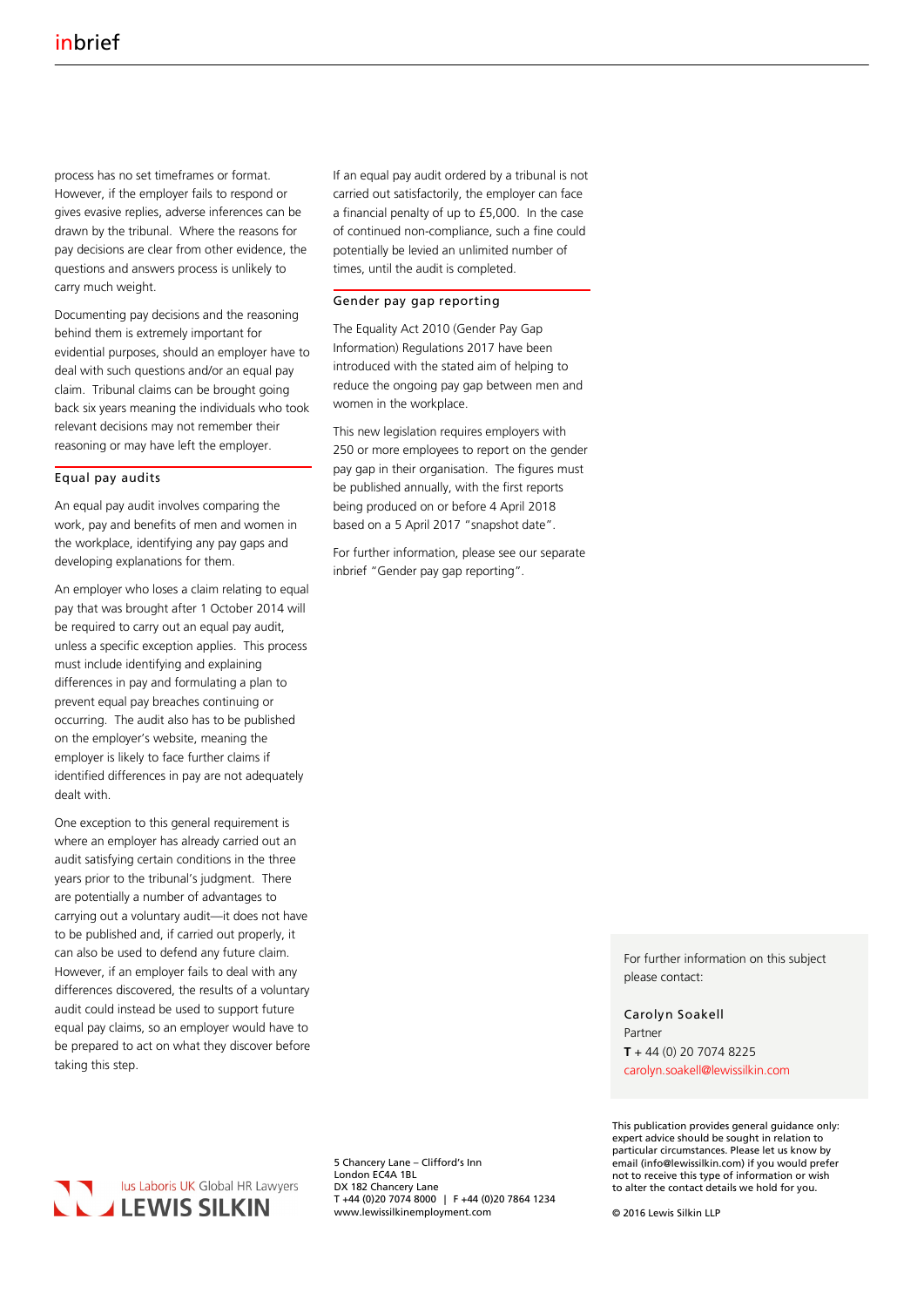process has no set timeframes or format. However, if the employer fails to respond or gives evasive replies, adverse inferences can be drawn by the tribunal. Where the reasons for pay decisions are clear from other evidence, the questions and answers process is unlikely to carry much weight.

Documenting pay decisions and the reasoning behind them is extremely important for evidential purposes, should an employer have to deal with such questions and/or an equal pay claim. Tribunal claims can be brought going back six years meaning the individuals who took relevant decisions may not remember their reasoning or may have left the employer.

## Equal pay audits

An equal pay audit involves comparing the work, pay and benefits of men and women in the workplace, identifying any pay gaps and developing explanations for them.

An employer who loses a claim relating to equal pay that was brought after 1 October 2014 will be required to carry out an equal pay audit, unless a specific exception applies. This process must include identifying and explaining differences in pay and formulating a plan to prevent equal pay breaches continuing or occurring. The audit also has to be published on the employer's website, meaning the employer is likely to face further claims if identified differences in pay are not adequately dealt with.

One exception to this general requirement is where an employer has already carried out an audit satisfying certain conditions in the three years prior to the tribunal's judgment. There are potentially a number of advantages to carrying out a voluntary audit—it does not have to be published and, if carried out properly, it can also be used to defend any future claim. However, if an employer fails to deal with any differences discovered, the results of a voluntary audit could instead be used to support future equal pay claims, so an employer would have to be prepared to act on what they discover before taking this step.

If an equal pay audit ordered by a tribunal is not carried out satisfactorily, the employer can face a financial penalty of up to £5,000. In the case of continued non-compliance, such a fine could potentially be levied an unlimited number of times, until the audit is completed.

## Gender pay gap reporting

The Equality Act 2010 (Gender Pay Gap Information) Regulations 2017 have been introduced with the stated aim of helping to reduce the ongoing pay gap between men and women in the workplace.

This new legislation requires employers with 250 or more employees to report on the gender pay gap in their organisation. The figures must be published annually, with the first reports being produced on or before 4 April 2018 based on a 5 April 2017 "snapshot date".

For further information, please see our separate inbrief "Gender pay gap reporting".

For further information on this subject please contact:

**Carolyn Soakell**
Partner
**T** + 44 (0) 20 7074 8225
carolyn.soakell@lewissilkin.com

This publication provides general guidance only: expert advice should be sought in relation to particular circumstances. Please let us know by email (info@lewissilkin.com) if you would prefer not to receive this type of information or wish to alter the contact details we hold for you.

© 2016 Lewis Silkin LLP

Ius Laboris UK Global HR Lawyers
LEWIS SILKIN

5 Chancery Lane – Clifford's Inn
London EC4A 1BL
DX 182 Chancery Lane
T +44 (0)20 7074 8000 | F +44 (0)20 7864 1234
www.lewissilkinemployment.com